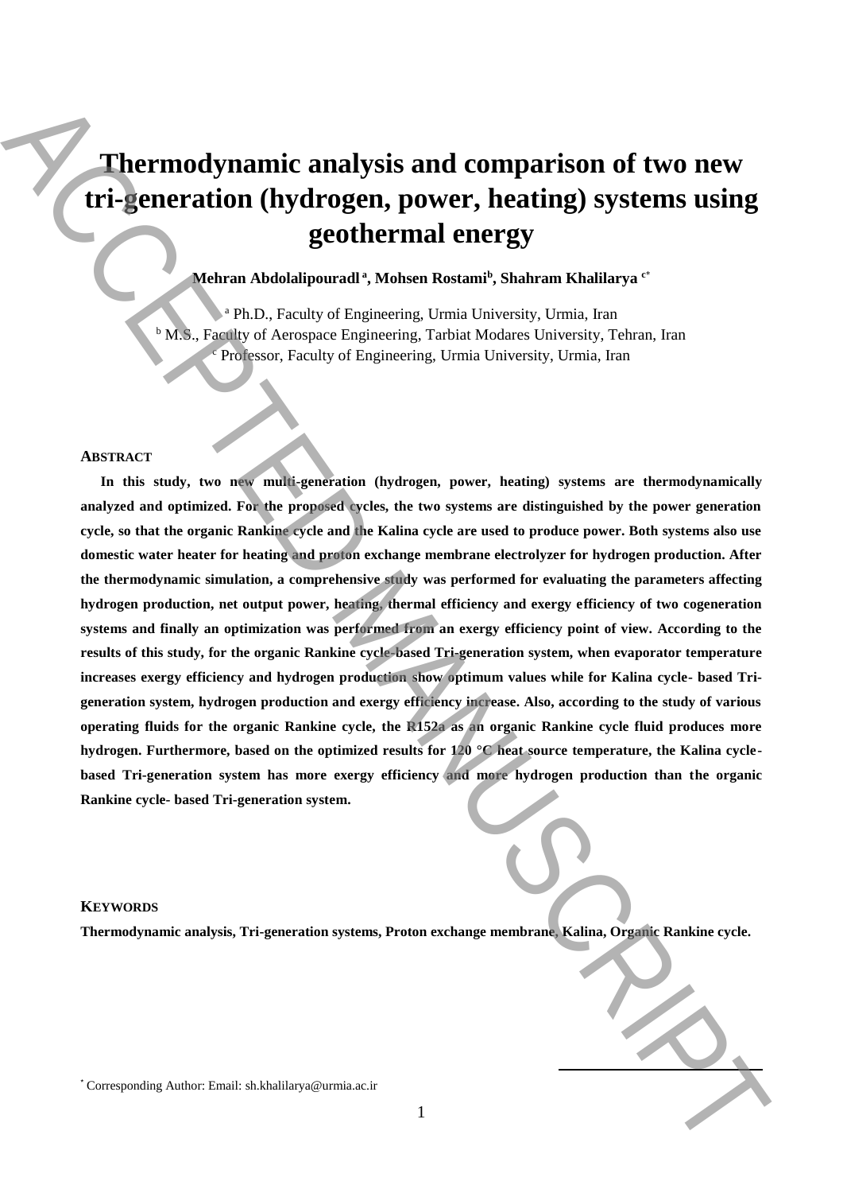# Thermodynamic analysis and comparison of two new tri-generation (hydrogen, power, heating) systems using geothermal energy

**Mehran Abdolalipouradl [a], Mohsen Rostami[b], Shahram Khalilarya [c*]**

[a] Ph.D., Faculty of Engineering, Urmia University, Urmia, Iran
[b] M.S., Faculty of Aerospace Engineering, Tarbiat Modares University, Tehran, Iran
[c] Professor, Faculty of Engineering, Urmia University, Urmia, Iran

## ABSTRACT

**In this study, two new multi-generation (hydrogen, power, heating) systems are thermodynamically analyzed and optimized. For the proposed cycles, the two systems are distinguished by the power generation cycle, so that the organic Rankine cycle and the Kalina cycle are used to produce power. Both systems also use domestic water heater for heating and proton exchange membrane electrolyzer for hydrogen production. After the thermodynamic simulation, a comprehensive study was performed for evaluating the parameters affecting hydrogen production, net output power, heating, thermal efficiency and exergy efficiency of two cogeneration systems and finally an optimization was performed from an exergy efficiency point of view. According to the results of this study, for the organic Rankine cycle-based Tri-generation system, when evaporator temperature increases exergy efficiency and hydrogen production show optimum values while for Kalina cycle- based Tri-generation system, hydrogen production and exergy efficiency increase. Also, according to the study of various operating fluids for the organic Rankine cycle, the R152a as an organic Rankine cycle fluid produces more hydrogen. Furthermore, based on the optimized results for 120 °C heat source temperature, the Kalina cycle-based Tri-generation system has more exergy efficiency and more hydrogen production than the organic Rankine cycle- based Tri-generation system.**

## KEYWORDS

**Thermodynamic analysis, Tri-generation systems, Proton exchange membrane, Kalina, Organic Rankine cycle.**

* Corresponding Author: Email: sh.khalilarya@urmia.ac.ir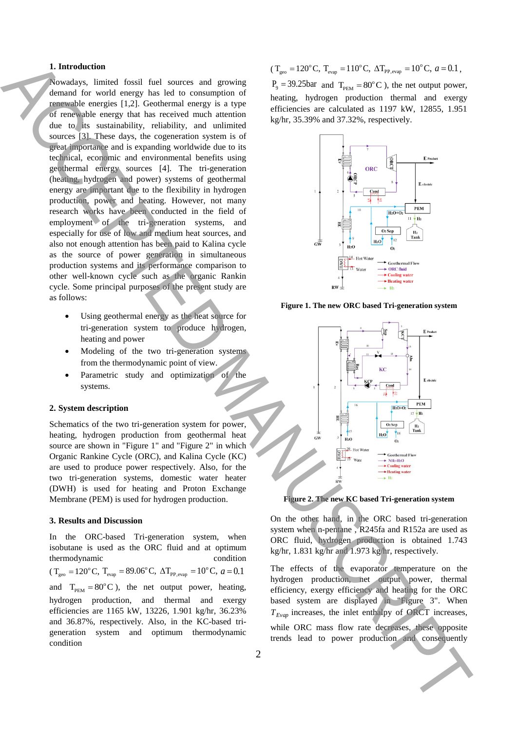## 1. Introduction

Nowadays, limited fossil fuel sources and growing demand for world energy has led to consumption of renewable energies [1,2]. Geothermal energy is a type of renewable energy that has received much attention due to its sustainability, reliability, and unlimited sources [3]. These days, the cogeneration system is of great importance and is expanding worldwide due to its technical, economic and environmental benefits using geothermal energy sources [4]. The tri-generation (heating, hydrogen and power) systems of geothermal energy are important due to the flexibility in hydrogen production, power and heating. However, not many research works have been conducted in the field of employment of the tri-generation systems, and especially for use of low and medium heat sources, and also not enough attention has been paid to Kalina cycle as the source of power generation in simultaneous production systems and its performance comparison to other well-known cycle such as the organic Rankin cycle. Some principal purposes of the present study are as follows:

- Using geothermal energy as the heat source for tri-generation system to produce hydrogen, heating and power
- Modeling of the two tri-generation systems from the thermodynamic point of view.
- Parametric study and optimization of the systems.

## 2. System description

Schematics of the two tri-generation system for power, heating, hydrogen production from geothermal heat source are shown in "Figure 1" and "Figure 2" in which Organic Rankine Cycle (ORC), and Kalina Cycle (KC) are used to produce power respectively. Also, for the two tri-generation systems, domestic water heater (DWH) is used for heating and Proton Exchange Membrane (PEM) is used for hydrogen production.

## 3. Results and Discussion

In the ORC-based Tri-generation system, when isobutane is used as the ORC fluid and at optimum thermodynamic condition ($T_{geo} = 120^{o}C$, $T_{evap} = 89.06^{o}C$, $\Delta T_{PP,evap} = 10^{o}C$, $a = 0.1$ and $T_{PEM} = 80^{o}C$), the net output power, heating, hydrogen production, and thermal and exergy efficiencies are 1165 kW, 13226, 1.901 kg/hr, 36.23% and 36.87%, respectively. Also, in the KC-based tri-generation system and optimum thermodynamic condition ($T_{geo} = 120^{o}C$, $T_{evap} = 110^{o}C$, $\Delta T_{PP,evap} = 10^{o}C$, $a = 0.1$, $P_9 = 39.25\text{bar}$ and $T_{PEM} = 80^{o}C$), the net output power, heating, hydrogen production thermal and exergy efficiencies are calculated as 1197 kW, 12855, 1.951 kg/hr, 35.39% and 37.32%, respectively.

Figure 1. The new ORC based Tri-generation system

Figure 2. The new KC based Tri-generation system

On the other hand, in the ORC based tri-generation system when n-pentane , R245fa and R152a are used as ORC fluid, hydrogen production is obtained 1.743 kg/hr, 1.831 kg/hr and 1.973 kg/hr, respectively.

The effects of the evaporator temperature on the hydrogen production, net output power, thermal efficiency, exergy efficiency and heating for the ORC based system are displayed in "Figure 3". When $T_{Evap}$ increases, the inlet enthalpy of ORCT increases, while ORC mass flow rate decreases, these opposite trends lead to power production and consequently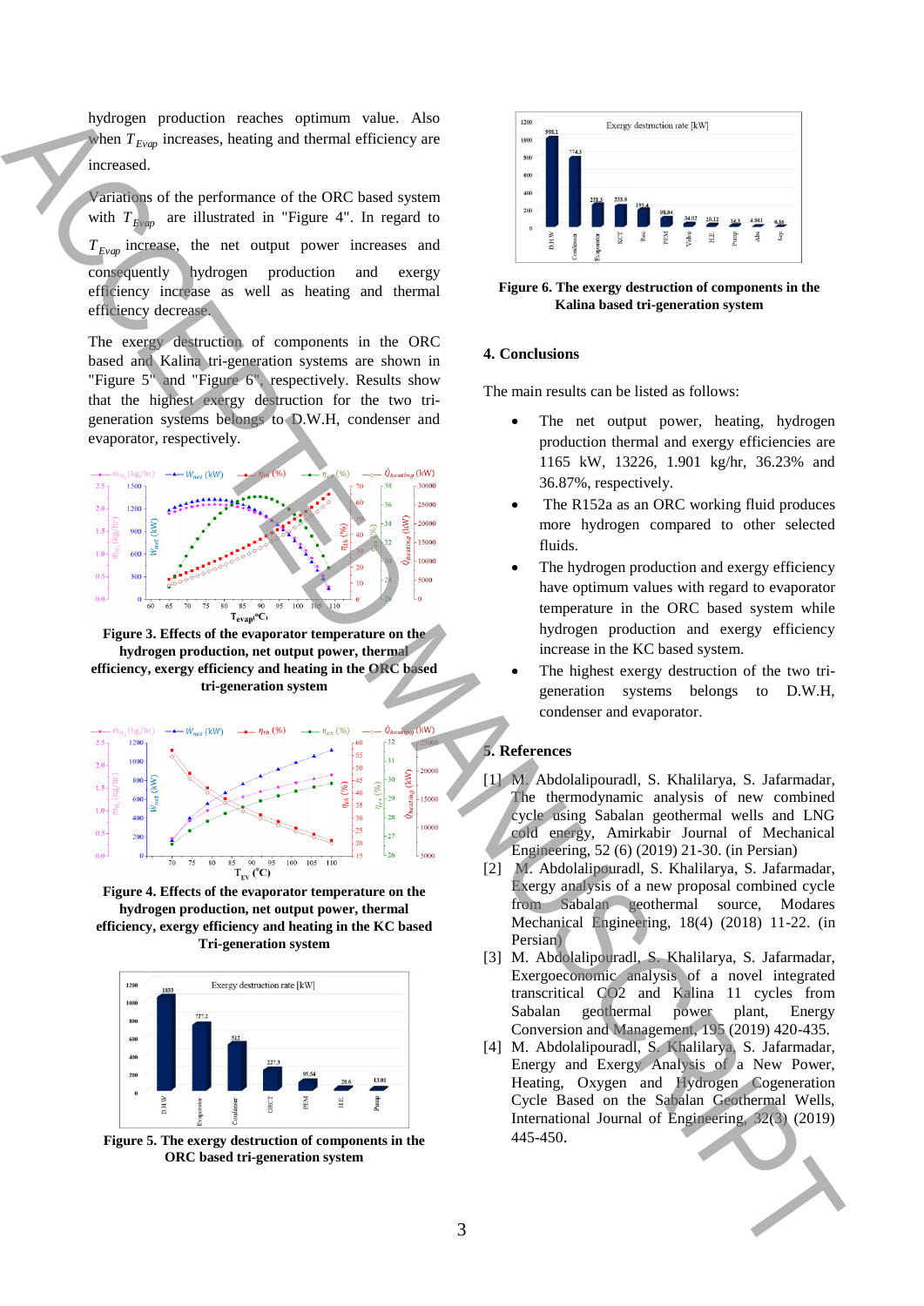hydrogen production reaches optimum value. Also when $T_{Evap}$ increases, heating and thermal efficiency are increased.

Variations of the performance of the ORC based system with $T_{Evap}$ are illustrated in "Figure 4". In regard to $T_{Evap}$ increase, the net output power increases and consequently hydrogen production and exergy efficiency increase as well as heating and thermal efficiency decrease.

The exergy destruction of components in the ORC based and Kalina tri-generation systems are shown in "Figure 5" and "Figure 6", respectively. Results show that the highest exergy destruction for the two tri-generation systems belongs to D.W.H, condenser and evaporator, respectively.

$\dot{m}_{H_2}$ (kg/hr) $\dot{W}_{net}$ (kW) $\eta_{th}$ (%) $\eta_{ex}$ (%) $\dot{Q}_{heating}$ (kW)

$T_{evap}$ (°C)

**Figure 3. Effects of the evaporator temperature on the hydrogen production, net output power, thermal efficiency, exergy efficiency and heating in the ORC based tri-generation system**

$\dot{m}_{H_2}$ (kg/hr) $\dot{W}_{net}$ (kW) $\eta_{th}$ (%) $\eta_{ex}$ (%) $\dot{Q}_{heating}$ (kW)

$T_{EV}$ (°C)

**Figure 4. Effects of the evaporator temperature on the hydrogen production, net output power, thermal efficiency, exergy efficiency and heating in the KC based Tri-generation system**

Exergy destruction rate [kW]

D.H.W 1033
Evaporator 727.1
Condenser 512
ORCT 227.3
PEM 95.54
H.E 20.6
Pump 13.01

**Figure 5. The exergy destruction of components in the ORC based tri-generation system**

Exergy destruction rate [kW]

D.H.W 998.1
Condenser 774.3
Evaporator 251.3
KCT 233.9
Rec 192.4
PEM 98.84
Valve 34.02
H.E 20.12
Pump 14.5
Abs 4.861
Sep 0.16

**Figure 6. The exergy destruction of components in the Kalina based tri-generation system**

## 4. Conclusions

The main results can be listed as follows:

- The net output power, heating, hydrogen production thermal and exergy efficiencies are 1165 kW, 13226, 1.901 kg/hr, 36.23% and 36.87%, respectively.
- The R152a as an ORC working fluid produces more hydrogen compared to other selected fluids.
- The hydrogen production and exergy efficiency have optimum values with regard to evaporator temperature in the ORC based system while hydrogen production and exergy efficiency increase in the KC based system.
- The highest exergy destruction of the two tri-generation systems belongs to D.W.H, condenser and evaporator.

## 5. References

[1] M. Abdolalipouradl, S. Khalilarya, S. Jafarmadar, The thermodynamic analysis of new combined cycle using Sabalan geothermal wells and LNG cold energy, Amirkabir Journal of Mechanical Engineering, 52 (6) (2019) 21-30. (in Persian)

[2] M. Abdolalipouradl, S. Khalilarya, S. Jafarmadar, Exergy analysis of a new proposal combined cycle from Sabalan geothermal source, Modares Mechanical Engineering, 18(4) (2018) 11-22. (in Persian)

[3] M. Abdolalipouradl, S. Khalilarya, S. Jafarmadar, Exergoeconomic analysis of a novel integrated transcritical CO2 and Kalina 11 cycles from Sabalan geothermal power plant, Energy Conversion and Management, 195 (2019) 420-435.

[4] M. Abdolalipouradl, S. Khalilarya, S. Jafarmadar, Energy and Exergy Analysis of a New Power, Heating, Oxygen and Hydrogen Cogeneration Cycle Based on the Sabalan Geothermal Wells, International Journal of Engineering, 32(3) (2019) 445-450.